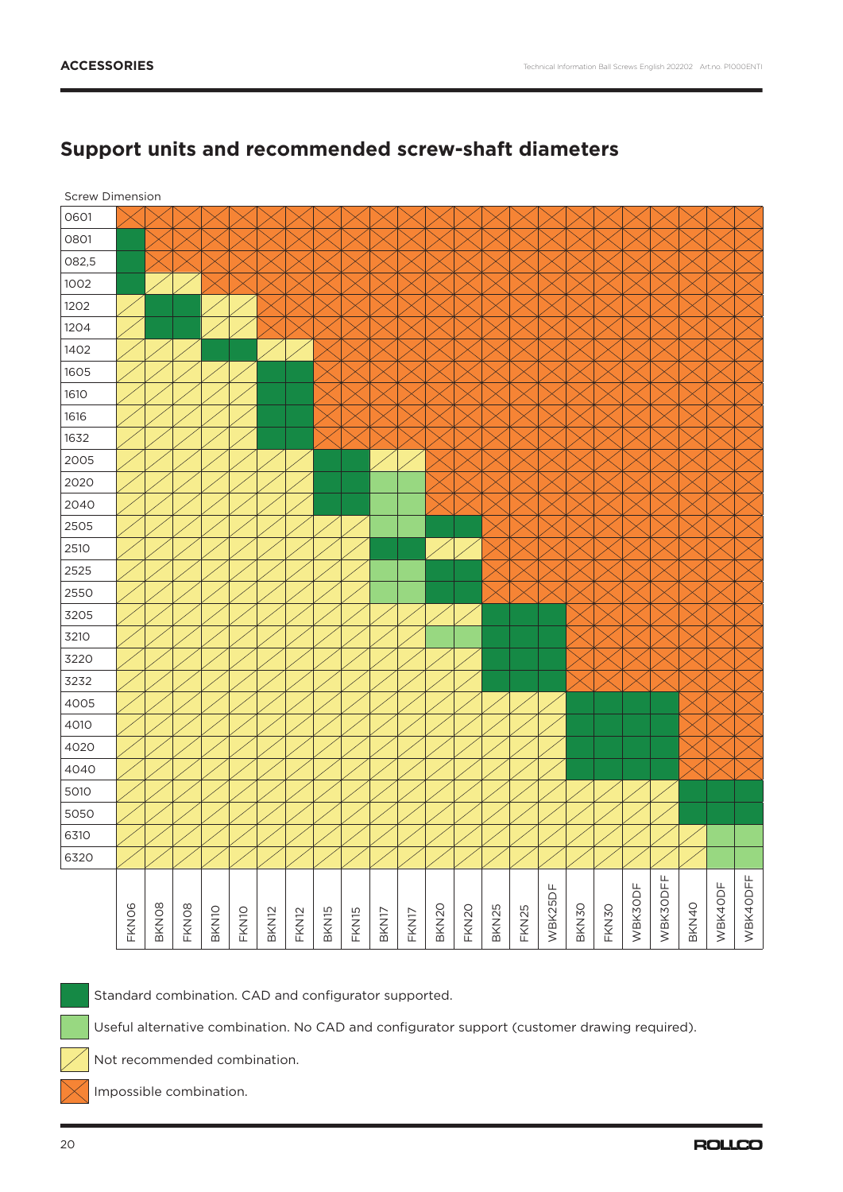## Support units and recommended screw-shaft diameters

| Screw Dimension | FKN06 | BKN08 | FKN08 | BKN10 | FKN10 | BKN12 | FKN12 | BKN15 | FKN15 | BKN17 | FKN17 | BKN20 | FKN20 | BKN25 | FKN25 | WBK25DF | BKN30 | FKN30 | WBK30DF | WBK30DFF | BKN40 | WBK40DF | WBK40DFF |
|---|---|---|---|---|---|---|---|---|---|---|---|---|---|---|---|---|---|---|---|---|---|---|---|
| 0601 | X | X | X | X | X | X | X | X | X | X | X | X | X | X | X | X | X | X | X | X | X | X | X |
| 0801 | S | X | X | X | X | X | X | X | X | X | X | X | X | X | X | X | X | X | X | X | X | X | X |
| 082,5 | S | X | X | X | X | X | X | X | X | X | X | X | X | X | X | X | X | X | X | X | X | X | X |
| 1002 | S | N | N | X | X | X | X | X | X | X | X | X | X | X | X | X | X | X | X | X | X | X | X |
| 1202 | N | S | S | N | N | X | X | X | X | X | X | X | X | X | X | X | X | X | X | X | X | X | X |
| 1204 | N | S | S | N | N | X | X | X | X | X | X | X | X | X | X | X | X | X | X | X | X | X | X |
| 1402 | N | N | N | S | S | N | N | X | X | X | X | X | X | X | X | X | X | X | X | X | X | X | X |
| 1605 | N | N | N | N | N | S | S | X | X | X | X | X | X | X | X | X | X | X | X | X | X | X | X |
| 1610 | N | N | N | N | N | S | S | X | X | X | X | X | X | X | X | X | X | X | X | X | X | X | X |
| 1616 | N | N | N | N | N | S | S | X | X | X | X | X | X | X | X | X | X | X | X | X | X | X | X |
| 1632 | N | N | N | N | N | S | S | X | X | X | X | X | X | X | X | X | X | X | X | X | X | X | X |
| 2005 | N | N | N | N | N | N | N | S | S | N | N | X | X | X | X | X | X | X | X | X | X | X | X |
| 2020 | N | N | N | N | N | N | N | S | S | A | A | X | X | X | X | X | X | X | X | X | X | X | X |
| 2040 | N | N | N | N | N | N | N | S | S | A | A | X | X | X | X | X | X | X | X | X | X | X | X |
| 2505 | N | N | N | N | N | N | N | N | N | A | A | S | S | X | X | X | X | X | X | X | X | X | X |
| 2510 | N | N | N | N | N | N | N | N | N | S | S | N | N | X | X | X | X | X | X | X | X | X | X |
| 2525 | N | N | N | N | N | N | N | N | N | A | A | S | S | X | X | X | X | X | X | X | X | X | X |
| 2550 | N | N | N | N | N | N | N | N | N | A | A | S | S | X | X | X | X | X | X | X | X | X | X |
| 3205 | N | N | N | N | N | N | N | N | N | N | N | N | N | S | S | S | X | X | X | X | X | X | X |
| 3210 | N | N | N | N | N | N | N | N | N | N | N | A | A | S | S | S | X | X | X | X | X | X | X |
| 3220 | N | N | N | N | N | N | N | N | N | N | N | N | N | S | S | S | X | X | X | X | X | X | X |
| 3232 | N | N | N | N | N | N | N | N | N | N | N | N | N | S | S | S | X | X | X | X | X | X | X |
| 4005 | N | N | N | N | N | N | N | N | N | N | N | N | N | N | N | N | S | S | S | S | X | X | X |
| 4010 | N | N | N | N | N | N | N | N | N | N | N | N | N | N | N | N | S | S | S | S | X | X | X |
| 4020 | N | N | N | N | N | N | N | N | N | N | N | N | N | N | N | N | S | S | S | S | X | X | X |
| 4040 | N | N | N | N | N | N | N | N | N | N | N | N | N | N | N | N | S | S | S | S | X | X | X |
| 5010 | N | N | N | N | N | N | N | N | N | N | N | N | N | N | N | N | N | N | N | N | S | S | S |
| 5050 | N | N | N | N | N | N | N | N | N | N | N | N | N | N | N | N | N | N | N | N | S | S | S |
| 6310 | N | N | N | N | N | N | N | N | N | N | N | N | N | N | N | N | N | N | N | N | N | A | A |
| 6320 | N | N | N | N | N | N | N | N | N | N | N | N | N | N | N | N | N | N | N | N | N | A | A |

S: Standard combination. CAD and configurator supported.

A: Useful alternative combination. No CAD and configurator support (customer drawing required).

N: Not recommended combination.

X: Impossible combination.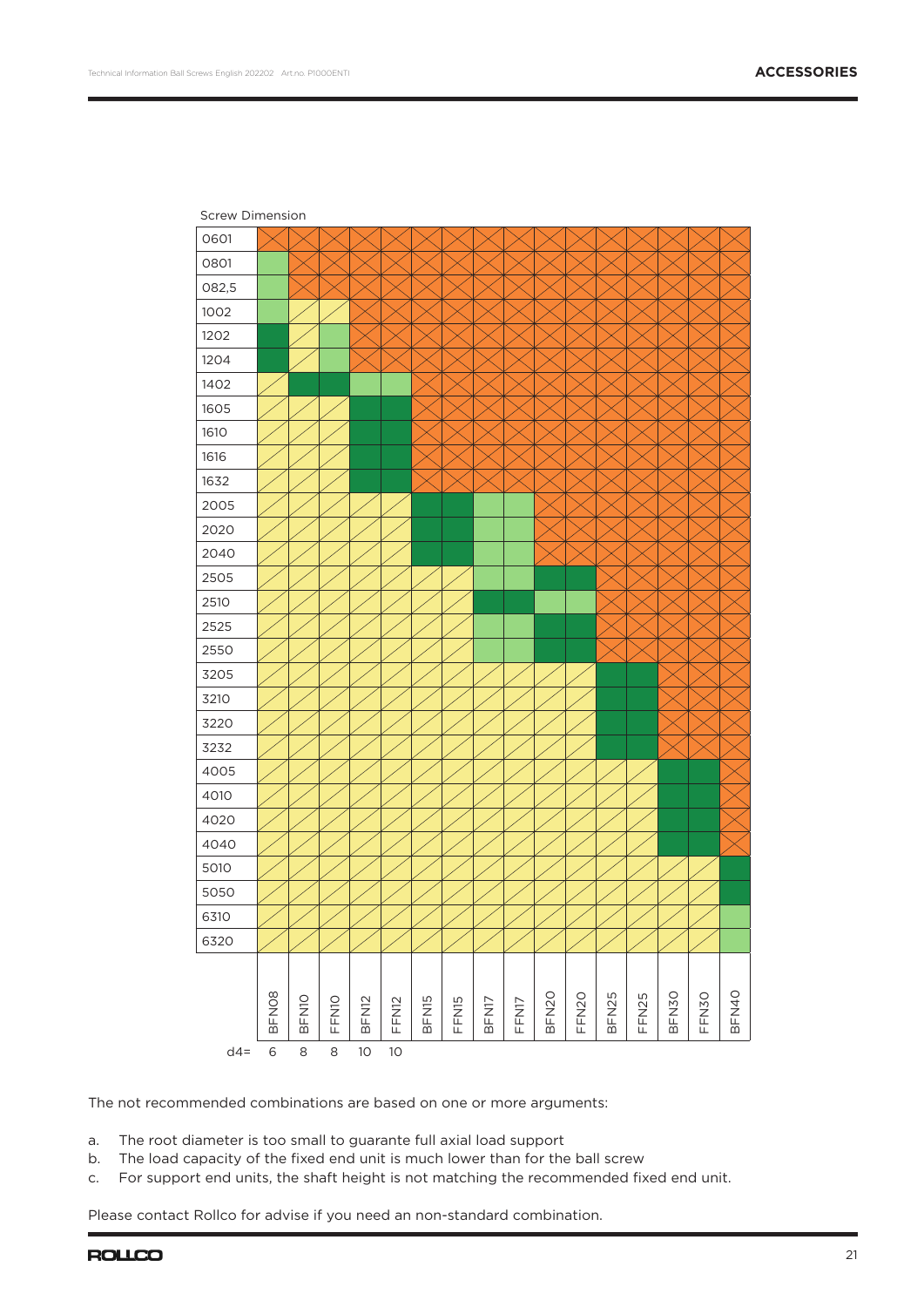Screw Dimension

0601
0801
082,5
1002
1202
1204
1402
1605
1610
1616
1632
2005
2020
2040
2505
2510
2525
2550
3205
3210
3220
3232
4005
4010
4020
4040
5010
5050
6310
6320

BFN08 BFN10 FFN10 BFN12 FFN12 BFN15 FFN15 BFN17 FFN17 BFN20 FFN20 BFN25 FFN25 BFN30 FFN30 BFN40

d4= 6 8 8 10 10

The not recommended combinations are based on one or more arguments:

a. The root diameter is too small to guarante full axial load support
b. The load capacity of the fixed end unit is much lower than for the ball screw
c. For support end units, the shaft height is not matching the recommended fixed end unit.

Please contact Rollco for advise if you need an non-standard combination.